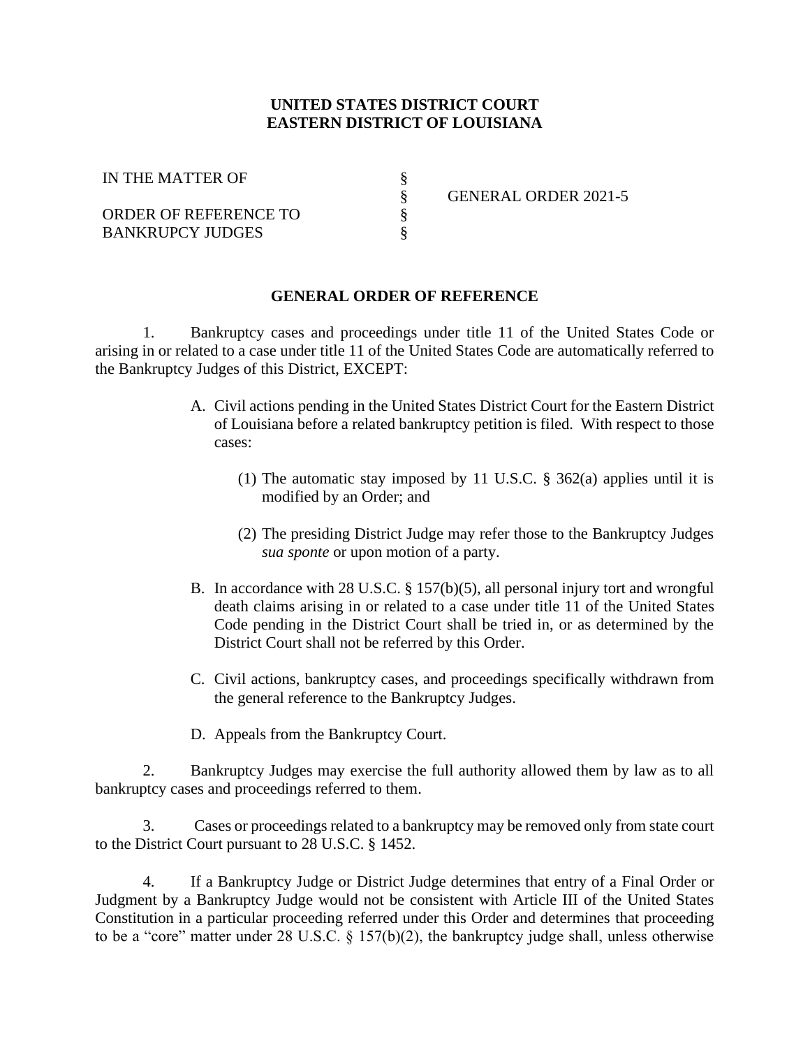**UNITED STATES DISTRICT COURT**
**EASTERN DISTRICT OF LOUISIANA**

| | | |
|---|---|---|
| IN THE MATTER OF | § | |
| | § | GENERAL ORDER 2021-5 |
| ORDER OF REFERENCE TO | § | |
| BANKRUPCY JUDGES | § | |

**GENERAL ORDER OF REFERENCE**

1. Bankruptcy cases and proceedings under title 11 of the United States Code or arising in or related to a case under title 11 of the United States Code are automatically referred to the Bankruptcy Judges of this District, EXCEPT:

   A. Civil actions pending in the United States District Court for the Eastern District of Louisiana before a related bankruptcy petition is filed. With respect to those cases:

      (1) The automatic stay imposed by 11 U.S.C. § 362(a) applies until it is modified by an Order; and

      (2) The presiding District Judge may refer those to the Bankruptcy Judges *sua sponte* or upon motion of a party.

   B. In accordance with 28 U.S.C. § 157(b)(5), all personal injury tort and wrongful death claims arising in or related to a case under title 11 of the United States Code pending in the District Court shall be tried in, or as determined by the District Court shall not be referred by this Order.

   C. Civil actions, bankruptcy cases, and proceedings specifically withdrawn from the general reference to the Bankruptcy Judges.

   D. Appeals from the Bankruptcy Court.

2. Bankruptcy Judges may exercise the full authority allowed them by law as to all bankruptcy cases and proceedings referred to them.

3. Cases or proceedings related to a bankruptcy may be removed only from state court to the District Court pursuant to 28 U.S.C. § 1452.

4. If a Bankruptcy Judge or District Judge determines that entry of a Final Order or Judgment by a Bankruptcy Judge would not be consistent with Article III of the United States Constitution in a particular proceeding referred under this Order and determines that proceeding to be a "core" matter under 28 U.S.C. § 157(b)(2), the bankruptcy judge shall, unless otherwise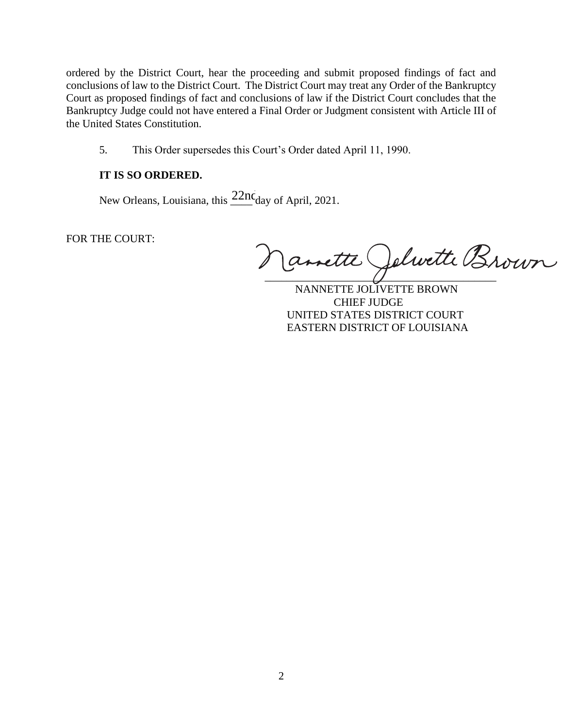ordered by the District Court, hear the proceeding and submit proposed findings of fact and conclusions of law to the District Court. The District Court may treat any Order of the Bankruptcy Court as proposed findings of fact and conclusions of law if the District Court concludes that the Bankruptcy Judge could not have entered a Final Order or Judgment consistent with Article III of the United States Constitution.

5. This Order supersedes this Court's Order dated April 11, 1990.

**IT IS SO ORDERED.**

New Orleans, Louisiana, this 22nd day of April, 2021.

FOR THE COURT:

Nannette Jolivette Brown

NANNETTE JOLIVETTE BROWN
CHIEF JUDGE
UNITED STATES DISTRICT COURT
EASTERN DISTRICT OF LOUISIANA